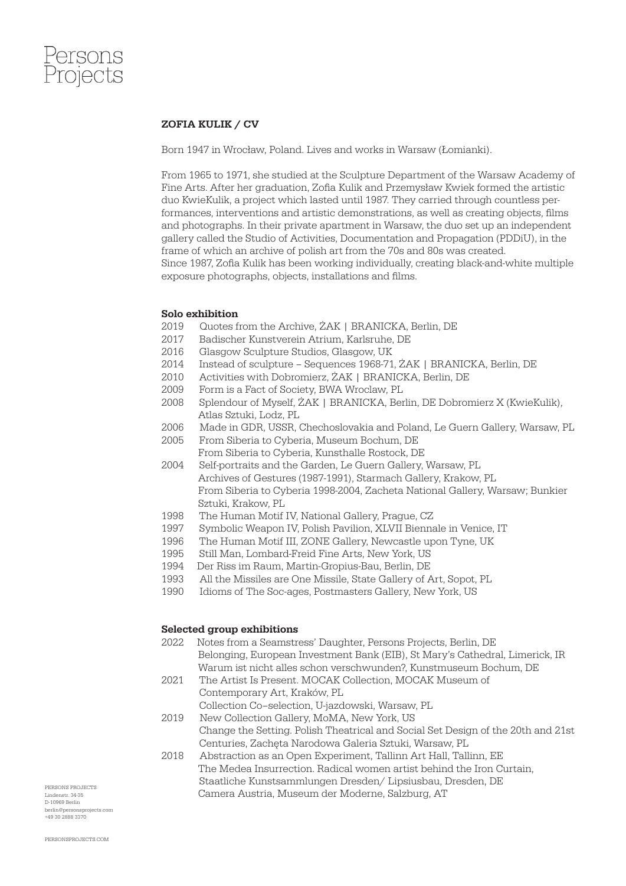Persons Projects

## ZOFIA KULIK / CV

Born 1947 in Wrocław, Poland. Lives and works in Warsaw (Łomianki).

From 1965 to 1971, she studied at the Sculpture Department of the Warsaw Academy of Fine Arts. After her graduation, Zofia Kulik and Przemysław Kwiek formed the artistic duo KwieKulik, a project which lasted until 1987. They carried through countless performances, interventions and artistic demonstrations, as well as creating objects, films and photographs. In their private apartment in Warsaw, the duo set up an independent gallery called the Studio of Activities, Documentation and Propagation (PDDiU), in the frame of which an archive of polish art from the 70s and 80s was created.
Since 1987, Zofia Kulik has been working individually, creating black-and-white multiple exposure photographs, objects, installations and films.

### Solo exhibition

2019 Quotes from the Archive, ŻAK | BRANICKA, Berlin, DE
2017 Badischer Kunstverein Atrium, Karlsruhe, DE
2016 Glasgow Sculpture Studios, Glasgow, UK
2014 Instead of sculpture – Sequences 1968-71, ŻAK | BRANICKA, Berlin, DE
2010 Activities with Dobromierz, ŻAK | BRANICKA, Berlin, DE
2009 Form is a Fact of Society, BWA Wroclaw, PL
2008 Splendour of Myself, ŻAK | BRANICKA, Berlin, DE Dobromierz X (KwieKulik), Atlas Sztuki, Lodz, PL
2006 Made in GDR, USSR, Chechoslovakia and Poland, Le Guern Gallery, Warsaw, PL
2005 From Siberia to Cyberia, Museum Bochum, DE
From Siberia to Cyberia, Kunsthalle Rostock, DE
2004 Self-portraits and the Garden, Le Guern Gallery, Warsaw, PL
Archives of Gestures (1987-1991), Starmach Gallery, Krakow, PL
From Siberia to Cyberia 1998-2004, Zacheta National Gallery, Warsaw; Bunkier Sztuki, Krakow, PL
1998 The Human Motif IV, National Gallery, Prague, CZ
1997 Symbolic Weapon IV, Polish Pavilion, XLVII Biennale in Venice, IT
1996 The Human Motif III, ZONE Gallery, Newcastle upon Tyne, UK
1995 Still Man, Lombard-Freid Fine Arts, New York, US
1994 Der Riss im Raum, Martin-Gropius-Bau, Berlin, DE
1993 All the Missiles are One Missile, State Gallery of Art, Sopot, PL
1990 Idioms of The Soc-ages, Postmasters Gallery, New York, US

### Selected group exhibitions

2022 Notes from a Seamstress' Daughter, Persons Projects, Berlin, DE
Belonging, European Investment Bank (EIB), St Mary's Cathedral, Limerick, IR
Warum ist nicht alles schon verschwunden?, Kunstmuseum Bochum, DE
2021 The Artist Is Present. MOCAK Collection, MOCAK Museum of Contemporary Art, Kraków, PL
Collection Co–selection, U-jazdowski, Warsaw, PL
2019 New Collection Gallery, MoMA, New York, US
Change the Setting. Polish Theatrical and Social Set Design of the 20th and 21st Centuries, Zachęta Narodowa Galeria Sztuki, Warsaw, PL
2018 Abstraction as an Open Experiment, Tallinn Art Hall, Tallinn, EE
The Medea Insurrection. Radical women artist behind the Iron Curtain, Staatliche Kunstsammlungen Dresden/ Lipsiusbau, Dresden, DE
Camera Austria, Museum der Moderne, Salzburg, AT

PERSONS PROJECTS
Lindenstr. 34-35
D-10969 Berlin
berlin@personsprojects.com
+49 30 2888 3370

PERSONSPROJECTS.COM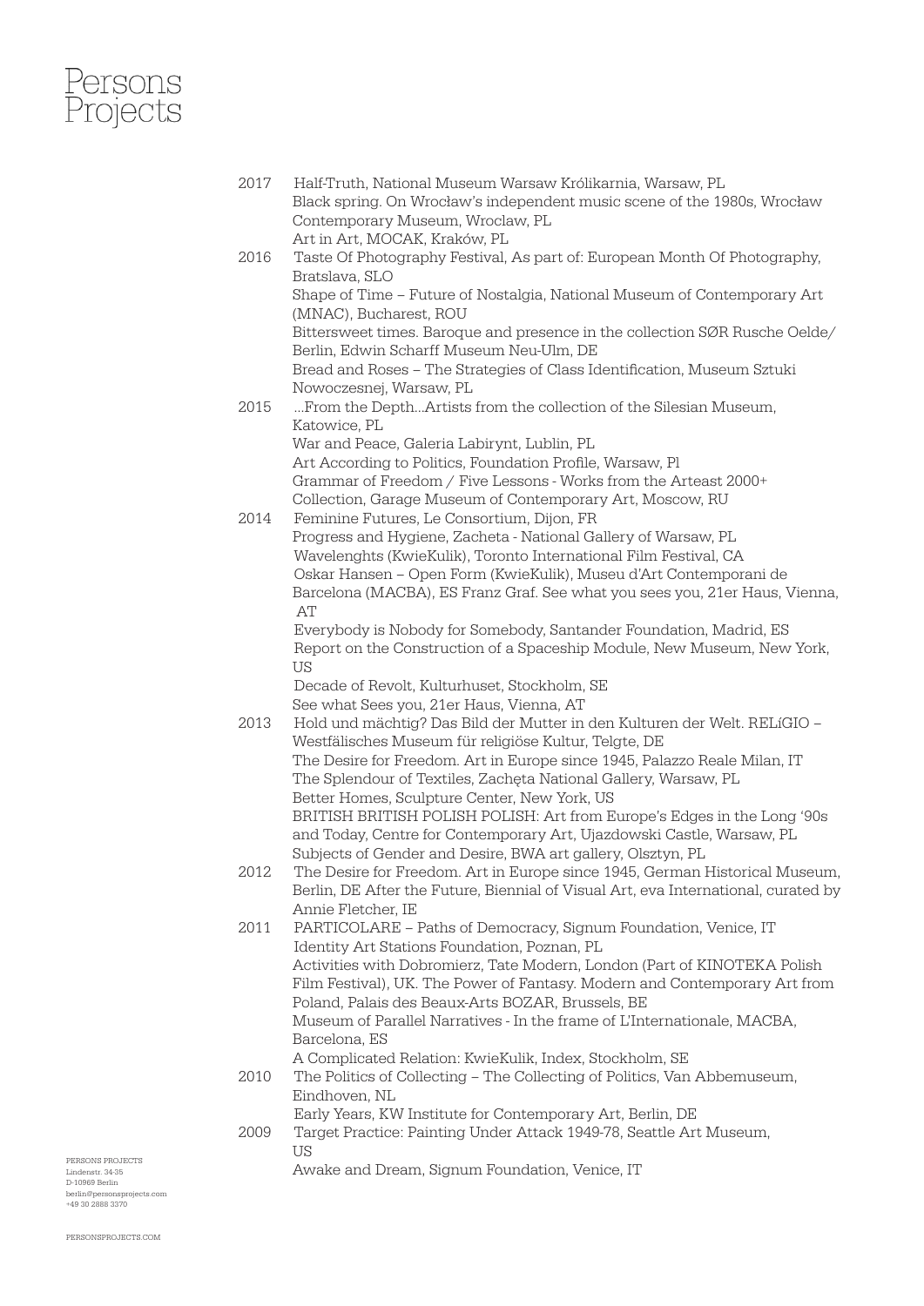Persons Projects

2017 Half-Truth, National Museum Warsaw Królikarnia, Warsaw, PL
Black spring. On Wrocław's independent music scene of the 1980s, Wrocław Contemporary Museum, Wroclaw, PL
Art in Art, MOCAK, Kraków, PL

2016 Taste Of Photography Festival, As part of: European Month Of Photography, Bratslava, SLO
Shape of Time – Future of Nostalgia, National Museum of Contemporary Art (MNAC), Bucharest, ROU
Bittersweet times. Baroque and presence in the collection SØR Rusche Oelde/Berlin, Edwin Scharff Museum Neu-Ulm, DE
Bread and Roses – The Strategies of Class Identification, Museum Sztuki Nowoczesnej, Warsaw, PL

2015 ...From the Depth...Artists from the collection of the Silesian Museum, Katowice, PL
War and Peace, Galeria Labirynt, Lublin, PL
Art According to Politics, Foundation Profile, Warsaw, Pl
Grammar of Freedom / Five Lessons - Works from the Arteast 2000+ Collection, Garage Museum of Contemporary Art, Moscow, RU

2014 Feminine Futures, Le Consortium, Dijon, FR
Progress and Hygiene, Zacheta - National Gallery of Warsaw, PL
Wavelenghts (KwieKulik), Toronto International Film Festival, CA
Oskar Hansen – Open Form (KwieKulik), Museu d'Art Contemporani de Barcelona (MACBA), ES Franz Graf. See what you sees you, 21er Haus, Vienna, AT
Everybody is Nobody for Somebody, Santander Foundation, Madrid, ES
Report on the Construction of a Spaceship Module, New Museum, New York, US
Decade of Revolt, Kulturhuset, Stockholm, SE
See what Sees you, 21er Haus, Vienna, AT

2013 Hold und mächtig? Das Bild der Mutter in den Kulturen der Welt. RELíGIO – Westfälisches Museum für religiöse Kultur, Telgte, DE
The Desire for Freedom. Art in Europe since 1945, Palazzo Reale Milan, IT
The Splendour of Textiles, Zachęta National Gallery, Warsaw, PL
Better Homes, Sculpture Center, New York, US
BRITISH BRITISH POLISH POLISH: Art from Europe's Edges in the Long '90s and Today, Centre for Contemporary Art, Ujazdowski Castle, Warsaw, PL
Subjects of Gender and Desire, BWA art gallery, Olsztyn, PL

2012 The Desire for Freedom. Art in Europe since 1945, German Historical Museum, Berlin, DE After the Future, Biennial of Visual Art, eva International, curated by Annie Fletcher, IE

2011 PARTICOLARE – Paths of Democracy, Signum Foundation, Venice, IT
Identity Art Stations Foundation, Poznan, PL
Activities with Dobromierz, Tate Modern, London (Part of KINOTEKA Polish Film Festival), UK. The Power of Fantasy. Modern and Contemporary Art from Poland, Palais des Beaux-Arts BOZAR, Brussels, BE
Museum of Parallel Narratives - In the frame of L'Internationale, MACBA, Barcelona, ES
A Complicated Relation: KwieKulik, Index, Stockholm, SE

2010 The Politics of Collecting – The Collecting of Politics, Van Abbemuseum, Eindhoven, NL
Early Years, KW Institute for Contemporary Art, Berlin, DE

2009 Target Practice: Painting Under Attack 1949-78, Seattle Art Museum, US
Awake and Dream, Signum Foundation, Venice, IT

PERSONS PROJECTS
Lindenstr. 34-35
D-10969 Berlin
berlin@personsprojects.com
+49 30 2888 3370

PERSONSPROJECTS.COM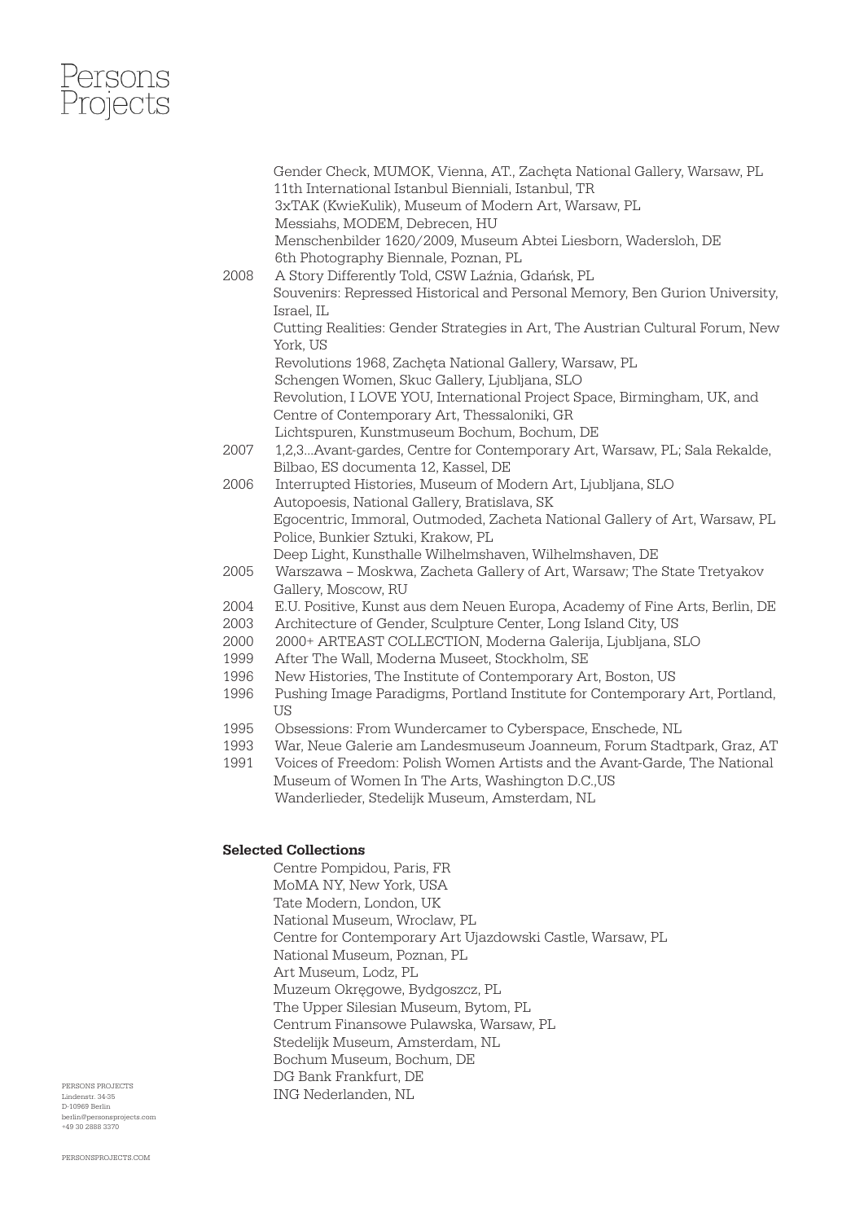Gender Check, MUMOK, Vienna, AT., Zachęta National Gallery, Warsaw, PL
11th International Istanbul Bienniali, Istanbul, TR
3xTAK (KwieKulik), Museum of Modern Art, Warsaw, PL
Messiahs, MODEM, Debrecen, HU
Menschenbilder 1620/2009, Museum Abtei Liesborn, Wadersloh, DE
6th Photography Biennale, Poznan, PL

2008 A Story Differently Told, CSW Łaźnia, Gdańsk, PL
Souvenirs: Repressed Historical and Personal Memory, Ben Gurion University, Israel, IL
Cutting Realities: Gender Strategies in Art, The Austrian Cultural Forum, New York, US
Revolutions 1968, Zachęta National Gallery, Warsaw, PL
Schengen Women, Skuc Gallery, Ljubljana, SLO
Revolution, I LOVE YOU, International Project Space, Birmingham, UK, and Centre of Contemporary Art, Thessaloniki, GR
Lichtspuren, Kunstmuseum Bochum, Bochum, DE

2007 1,2,3...Avant-gardes, Centre for Contemporary Art, Warsaw, PL; Sala Rekalde, Bilbao, ES documenta 12, Kassel, DE

2006 Interrupted Histories, Museum of Modern Art, Ljubljana, SLO
Autopoesis, National Gallery, Bratislava, SK
Egocentric, Immoral, Outmoded, Zacheta National Gallery of Art, Warsaw, PL
Police, Bunkier Sztuki, Krakow, PL
Deep Light, Kunsthalle Wilhelmshaven, Wilhelmshaven, DE

2005 Warszawa – Moskwa, Zacheta Gallery of Art, Warsaw; The State Tretyakov Gallery, Moscow, RU

2004 E.U. Positive, Kunst aus dem Neuen Europa, Academy of Fine Arts, Berlin, DE

2003 Architecture of Gender, Sculpture Center, Long Island City, US

2000 2000+ ARTEAST COLLECTION, Moderna Galerija, Ljubljana, SLO

1999 After The Wall, Moderna Museet, Stockholm, SE

1996 New Histories, The Institute of Contemporary Art, Boston, US

1996 Pushing Image Paradigms, Portland Institute for Contemporary Art, Portland, US

1995 Obsessions: From Wundercamer to Cyberspace, Enschede, NL

1993 War, Neue Galerie am Landesmuseum Joanneum, Forum Stadtpark, Graz, AT

1991 Voices of Freedom: Polish Women Artists and the Avant-Garde, The National Museum of Women In The Arts, Washington D.C.,US
Wanderlieder, Stedelijk Museum, Amsterdam, NL

**Selected Collections**

Centre Pompidou, Paris, FR
MoMA NY, New York, USA
Tate Modern, London, UK
National Museum, Wroclaw, PL
Centre for Contemporary Art Ujazdowski Castle, Warsaw, PL
National Museum, Poznan, PL
Art Museum, Lodz, PL
Muzeum Okręgowe, Bydgoszcz, PL
The Upper Silesian Museum, Bytom, PL
Centrum Finansowe Pulawska, Warsaw, PL
Stedelijk Museum, Amsterdam, NL
Bochum Museum, Bochum, DE
DG Bank Frankfurt, DE
ING Nederlanden, NL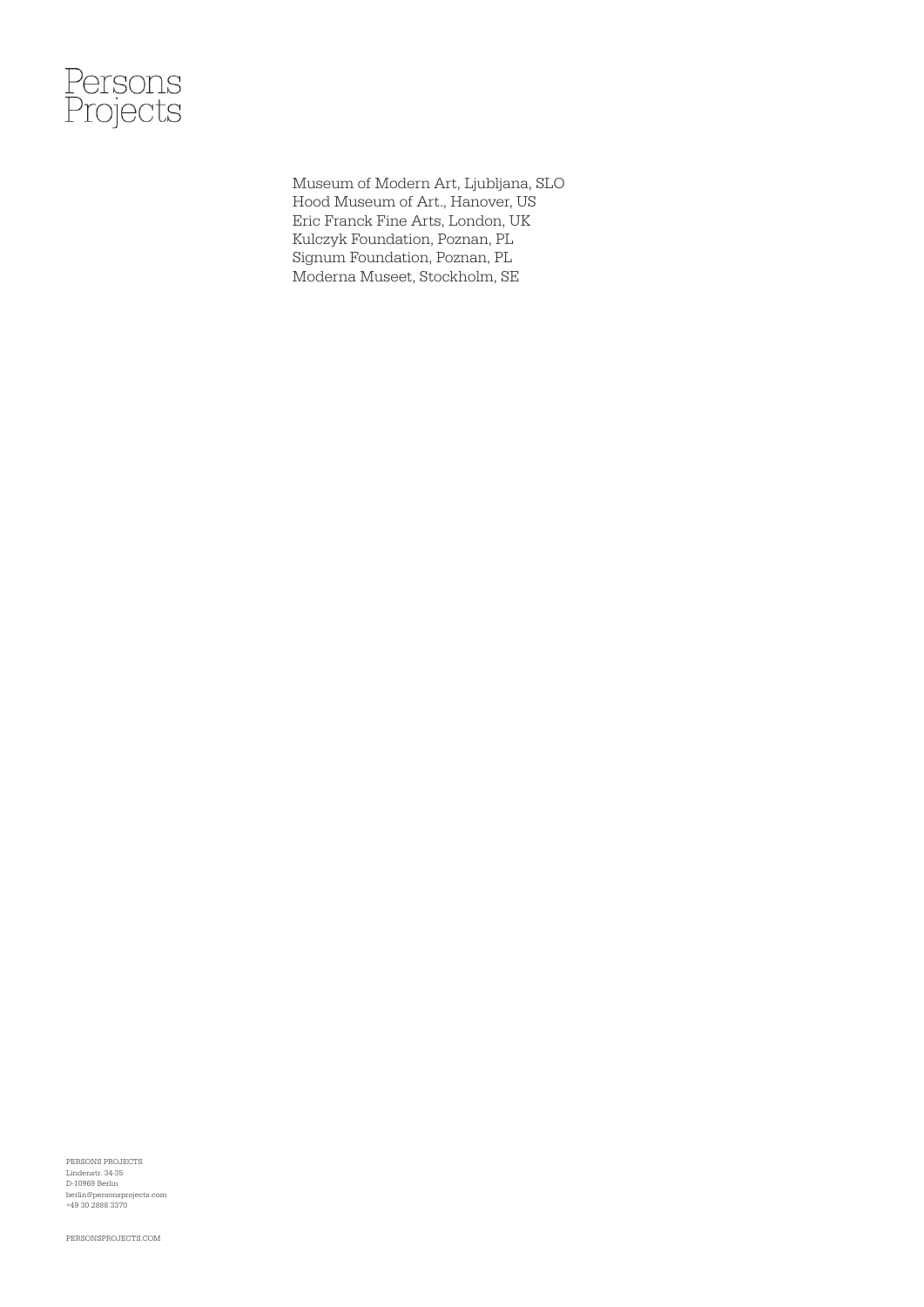Museum of Modern Art, Ljubljana, SLO
Hood Museum of Art., Hanover, US
Eric Franck Fine Arts, London, UK
Kulczyk Foundation, Poznan, PL
Signum Foundation, Poznan, PL
Moderna Museet, Stockholm, SE